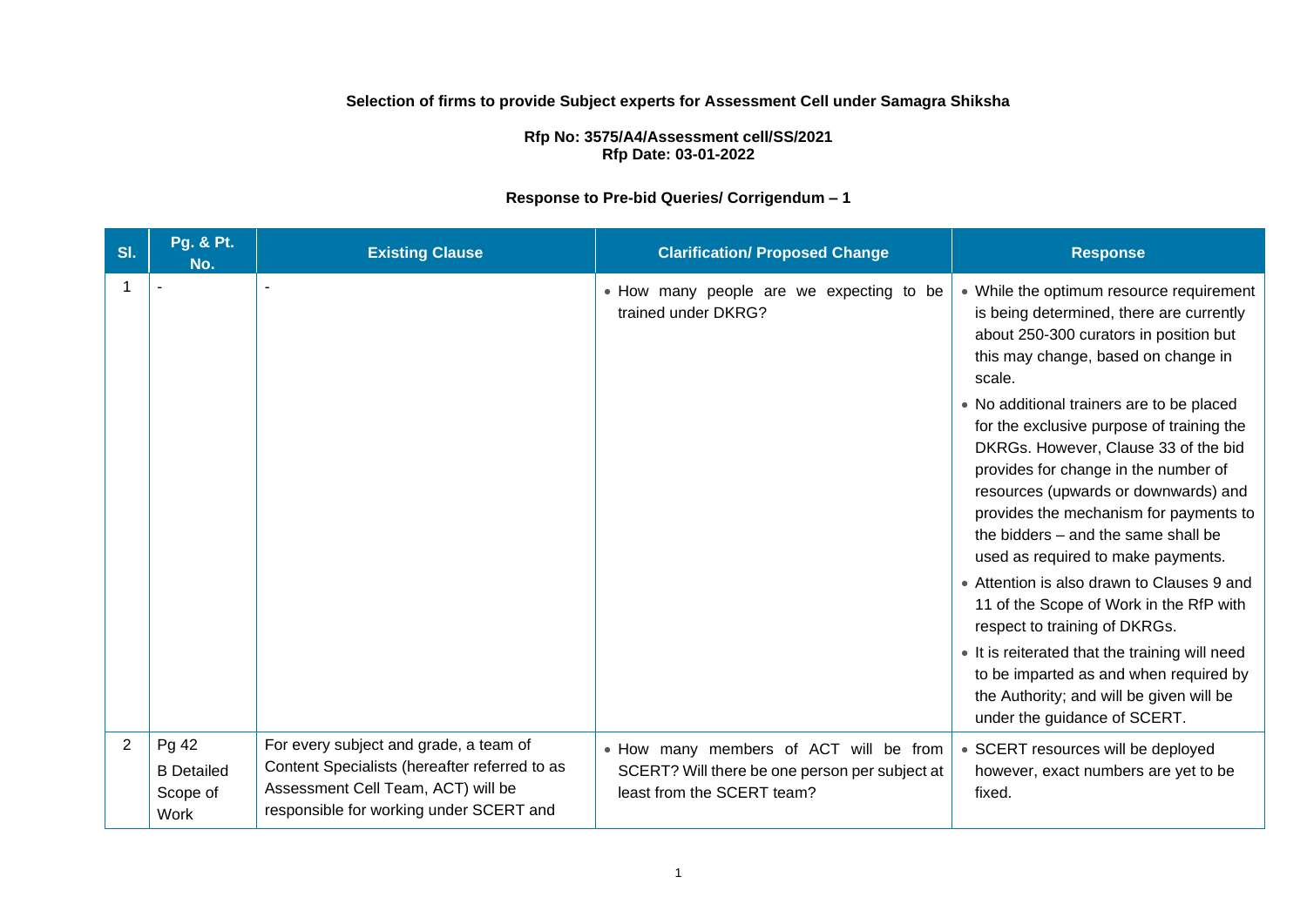**Selection of firms to provide Subject experts for Assessment Cell under Samagra Shiksha**

**Rfp No: 3575/A4/Assessment cell/SS/2021**
**Rfp Date: 03-01-2022**

**Response to Pre-bid Queries/ Corrigendum – 1**

| Sl. | Pg. & Pt. No. | Existing Clause | Clarification/ Proposed Change | Response |
|---|---|---|---|---|
| 1 | - | - | • How many people are we expecting to be trained under DKRG? | • While the optimum resource requirement is being determined, there are currently about 250-300 curators in position but this may change, based on change in scale.<br>• No additional trainers are to be placed for the exclusive purpose of training the DKRGs. However, Clause 33 of the bid provides for change in the number of resources (upwards or downwards) and provides the mechanism for payments to the bidders – and the same shall be used as required to make payments.<br>• Attention is also drawn to Clauses 9 and 11 of the Scope of Work in the RfP with respect to training of DKRGs.<br>• It is reiterated that the training will need to be imparted as and when required by the Authority; and will be given will be under the guidance of SCERT. |
| 2 | Pg 42<br>B Detailed Scope of Work | For every subject and grade, a team of Content Specialists (hereafter referred to as Assessment Cell Team, ACT) will be responsible for working under SCERT and | • How many members of ACT will be from SCERT? Will there be one person per subject at least from the SCERT team? | • SCERT resources will be deployed however, exact numbers are yet to be fixed. |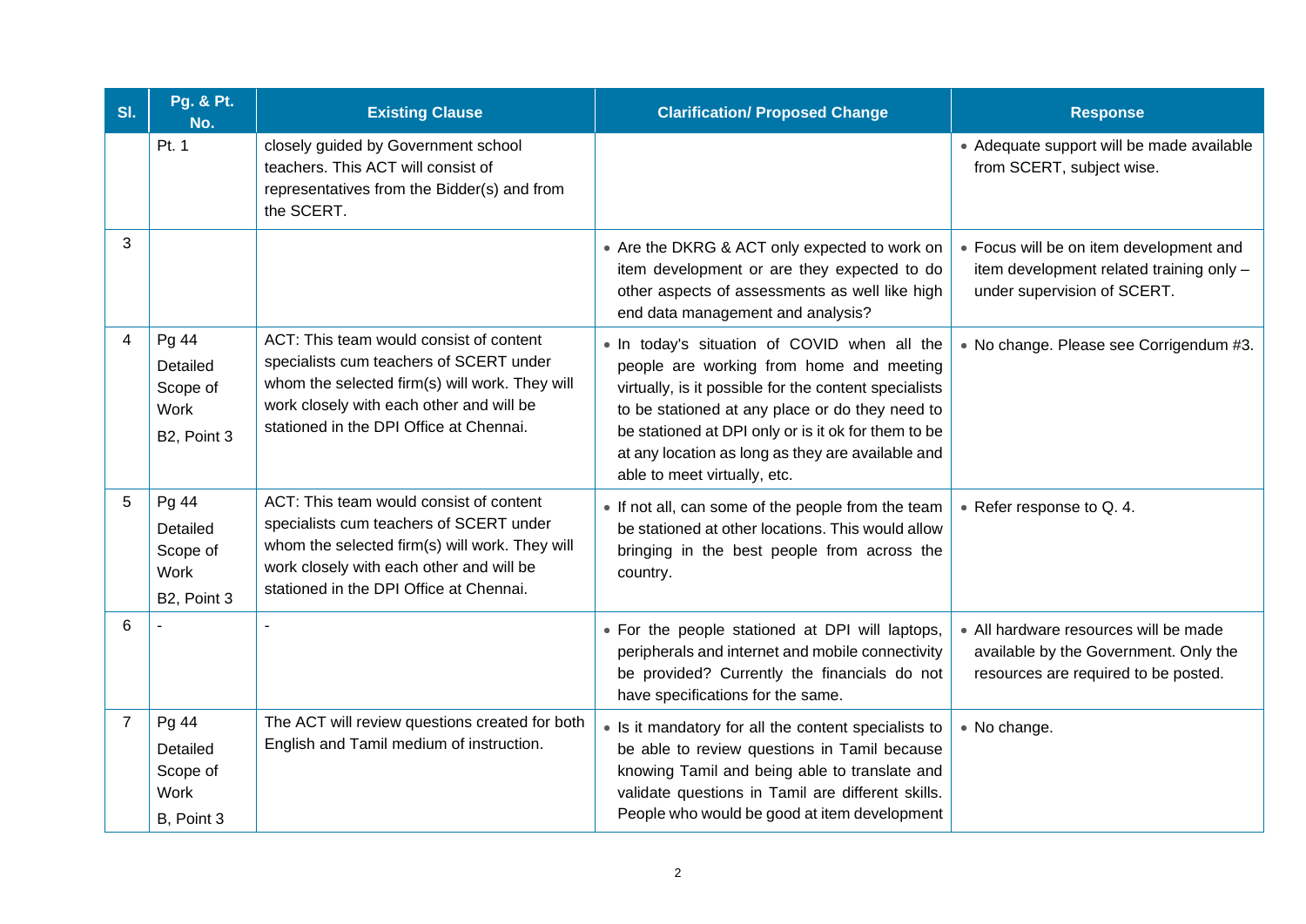| Sl. | Pg. & Pt. No. | Existing Clause | Clarification/ Proposed Change | Response |
|---|---|---|---|---|
| | Pt. 1 | closely guided by Government school teachers. This ACT will consist of representatives from the Bidder(s) and from the SCERT. | | • Adequate support will be made available from SCERT, subject wise. |
| 3 | | | • Are the DKRG & ACT only expected to work on item development or are they expected to do other aspects of assessments as well like high end data management and analysis? | • Focus will be on item development and item development related training only – under supervision of SCERT. |
| 4 | Pg 44 Detailed Scope of Work B2, Point 3 | ACT: This team would consist of content specialists cum teachers of SCERT under whom the selected firm(s) will work. They will work closely with each other and will be stationed in the DPI Office at Chennai. | • In today's situation of COVID when all the people are working from home and meeting virtually, is it possible for the content specialists to be stationed at any place or do they need to be stationed at DPI only or is it ok for them to be at any location as long as they are available and able to meet virtually, etc. | • No change. Please see Corrigendum #3. |
| 5 | Pg 44 Detailed Scope of Work B2, Point 3 | ACT: This team would consist of content specialists cum teachers of SCERT under whom the selected firm(s) will work. They will work closely with each other and will be stationed in the DPI Office at Chennai. | • If not all, can some of the people from the team be stationed at other locations. This would allow bringing in the best people from across the country. | • Refer response to Q. 4. |
| 6 | - | - | • For the people stationed at DPI will laptops, peripherals and internet and mobile connectivity be provided? Currently the financials do not have specifications for the same. | • All hardware resources will be made available by the Government. Only the resources are required to be posted. |
| 7 | Pg 44 Detailed Scope of Work B, Point 3 | The ACT will review questions created for both English and Tamil medium of instruction. | • Is it mandatory for all the content specialists to be able to review questions in Tamil because knowing Tamil and being able to translate and validate questions in Tamil are different skills. People who would be good at item development | • No change. |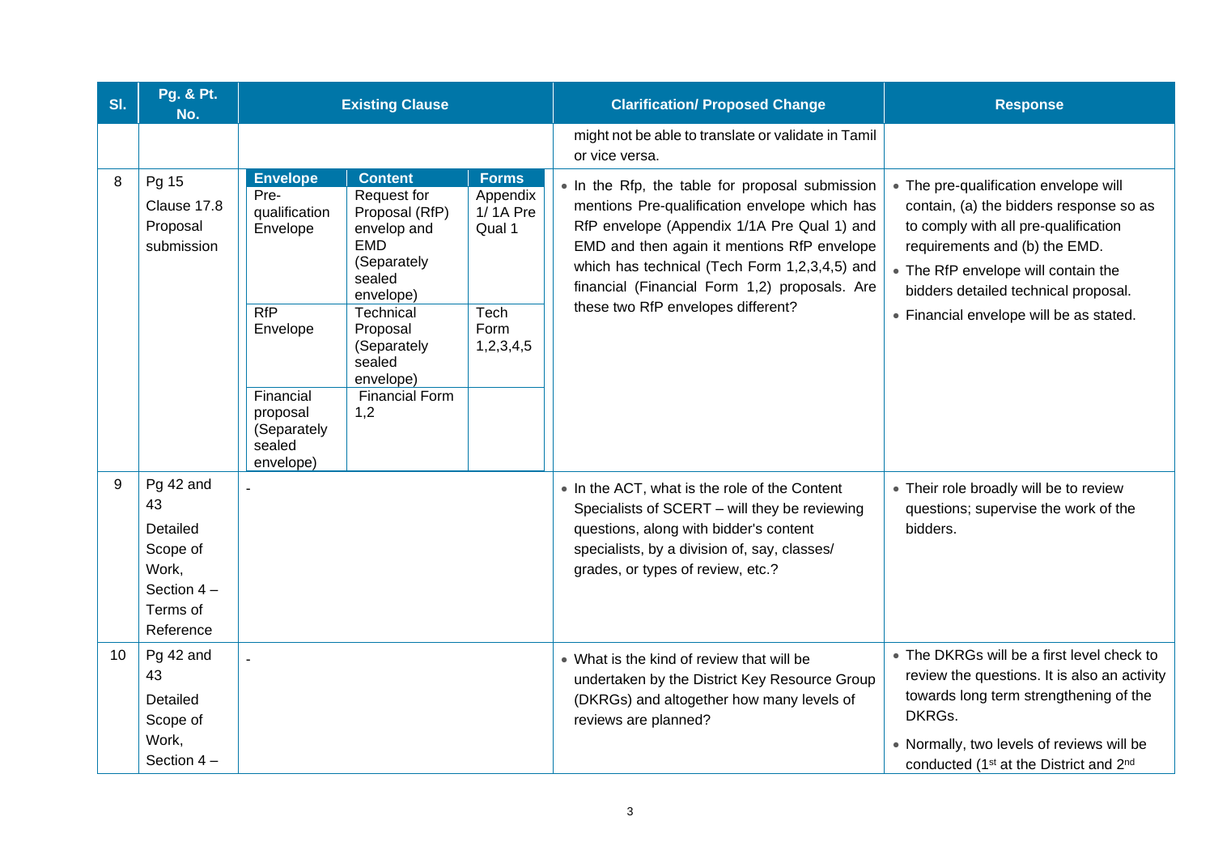| Sl. | Pg. & Pt. No. | Existing Clause | Clarification/ Proposed Change | Response |
|---|---|---|---|---|
| | | | might not be able to translate or validate in Tamil or vice versa. | |
| 8 | Pg 15<br>Clause 17.8 Proposal submission | **Envelope** / **Content** / **Forms**<br>Pre-qualification Envelope / Request for Proposal (RfP) envelop and EMD (Separately sealed envelope) / Appendix 1/ 1A Pre Qual 1<br>RfP Envelope / Technical Proposal (Separately sealed envelope) / Tech Form 1,2,3,4,5<br>Financial proposal (Separately sealed envelope) / Financial Form 1,2 / | • In the Rfp, the table for proposal submission mentions Pre-qualification envelope which has RfP envelope (Appendix 1/1A Pre Qual 1) and EMD and then again it mentions RfP envelope which has technical (Tech Form 1,2,3,4,5) and financial (Financial Form 1,2) proposals. Are these two RfP envelopes different? | • The pre-qualification envelope will contain, (a) the bidders response so as to comply with all pre-qualification requirements and (b) the EMD.<br>• The RfP envelope will contain the bidders detailed technical proposal.<br>• Financial envelope will be as stated. |
| 9 | Pg 42 and 43<br>Detailed Scope of Work, Section 4 – Terms of Reference | - | • In the ACT, what is the role of the Content Specialists of SCERT – will they be reviewing questions, along with bidder's content specialists, by a division of, say, classes/ grades, or types of review, etc.? | • Their role broadly will be to review questions; supervise the work of the bidders. |
| 10 | Pg 42 and 43<br>Detailed Scope of Work, Section 4 – | - | • What is the kind of review that will be undertaken by the District Key Resource Group (DKRGs) and altogether how many levels of reviews are planned? | • The DKRGs will be a first level check to review the questions. It is also an activity towards long term strengthening of the DKRGs.<br>• Normally, two levels of reviews will be conducted (1st at the District and 2nd |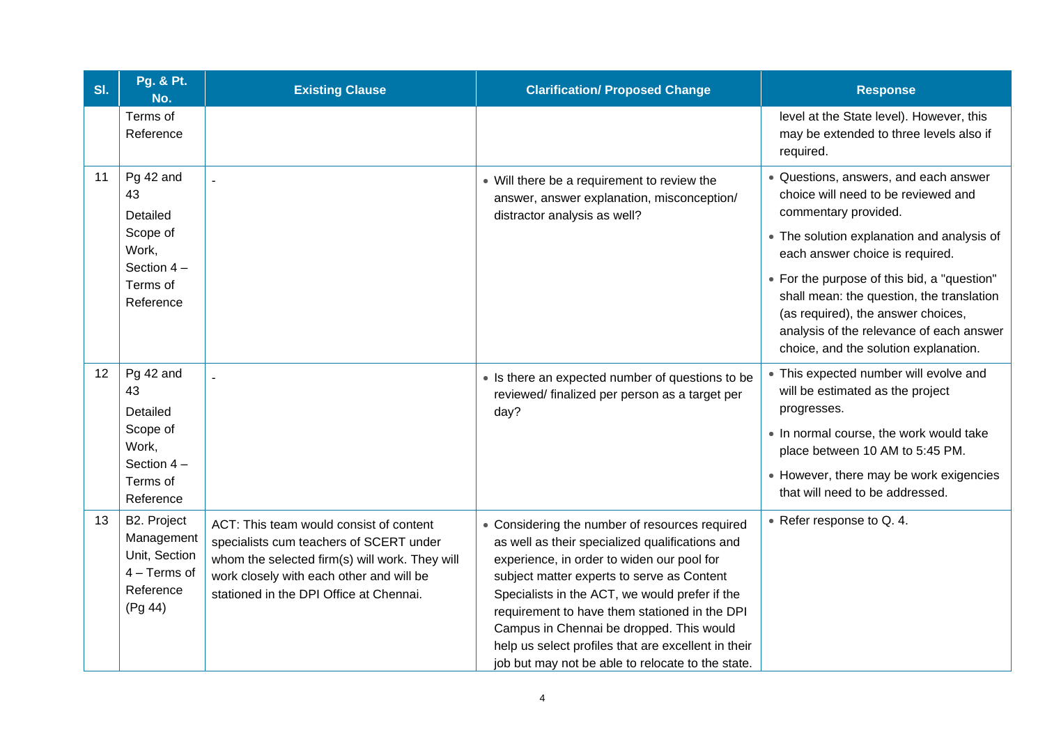| Sl. | Pg. & Pt. No. | Existing Clause | Clarification/ Proposed Change | Response |
|---|---|---|---|---|
| | Terms of Reference | | | level at the State level). However, this may be extended to three levels also if required. |
| 11 | Pg 42 and 43 Detailed Scope of Work, Section 4 – Terms of Reference | - | • Will there be a requirement to review the answer, answer explanation, misconception/ distractor analysis as well? | • Questions, answers, and each answer choice will need to be reviewed and commentary provided. • The solution explanation and analysis of each answer choice is required. • For the purpose of this bid, a "question" shall mean: the question, the translation (as required), the answer choices, analysis of the relevance of each answer choice, and the solution explanation. |
| 12 | Pg 42 and 43 Detailed Scope of Work, Section 4 – Terms of Reference | - | • Is there an expected number of questions to be reviewed/ finalized per person as a target per day? | • This expected number will evolve and will be estimated as the project progresses. • In normal course, the work would take place between 10 AM to 5:45 PM. • However, there may be work exigencies that will need to be addressed. |
| 13 | B2. Project Management Unit, Section 4 – Terms of Reference (Pg 44) | ACT: This team would consist of content specialists cum teachers of SCERT under whom the selected firm(s) will work. They will work closely with each other and will be stationed in the DPI Office at Chennai. | • Considering the number of resources required as well as their specialized qualifications and experience, in order to widen our pool for subject matter experts to serve as Content Specialists in the ACT, we would prefer if the requirement to have them stationed in the DPI Campus in Chennai be dropped. This would help us select profiles that are excellent in their job but may not be able to relocate to the state. | • Refer response to Q. 4. |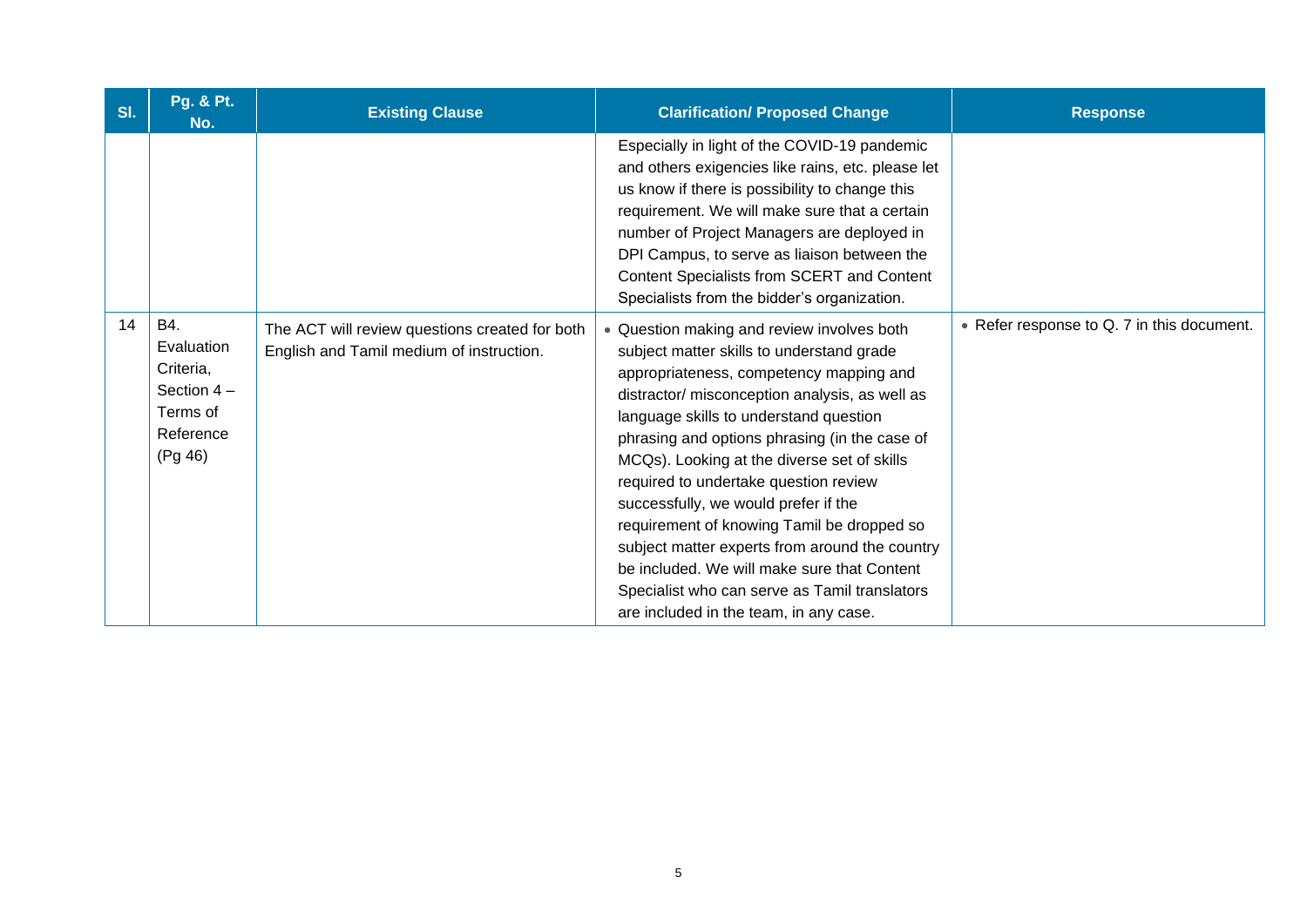| Sl. | Pg. & Pt. No. | Existing Clause | Clarification/ Proposed Change | Response |
|---|---|---|---|---|
| | | | Especially in light of the COVID-19 pandemic and others exigencies like rains, etc. please let us know if there is possibility to change this requirement. We will make sure that a certain number of Project Managers are deployed in DPI Campus, to serve as liaison between the Content Specialists from SCERT and Content Specialists from the bidder's organization. | |
| 14 | B4. Evaluation Criteria, Section 4 – Terms of Reference (Pg 46) | The ACT will review questions created for both English and Tamil medium of instruction. | • Question making and review involves both subject matter skills to understand grade appropriateness, competency mapping and distractor/ misconception analysis, as well as language skills to understand question phrasing and options phrasing (in the case of MCQs). Looking at the diverse set of skills required to undertake question review successfully, we would prefer if the requirement of knowing Tamil be dropped so subject matter experts from around the country be included. We will make sure that Content Specialist who can serve as Tamil translators are included in the team, in any case. | • Refer response to Q. 7 in this document. |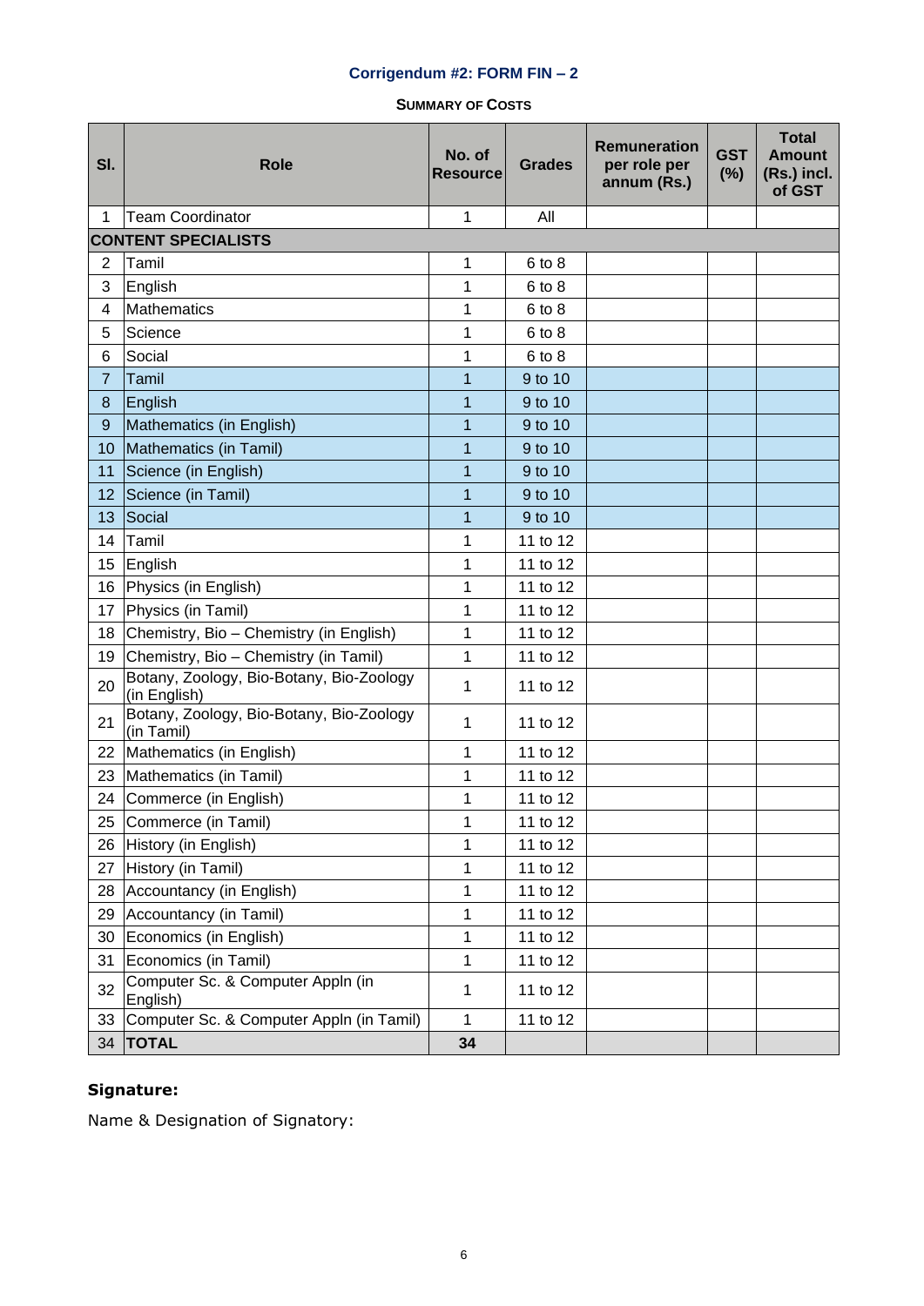## Corrigendum #2: FORM FIN – 2

### SUMMARY OF COSTS

| Sl. | Role | No. of Resource | Grades | Remuneration per role per annum (Rs.) | GST (%) | Total Amount (Rs.) incl. of GST |
|---|---|---|---|---|---|---|
| 1 | Team Coordinator | 1 | All | | | |
| **CONTENT SPECIALISTS** | | | | | | |
| 2 | Tamil | 1 | 6 to 8 | | | |
| 3 | English | 1 | 6 to 8 | | | |
| 4 | Mathematics | 1 | 6 to 8 | | | |
| 5 | Science | 1 | 6 to 8 | | | |
| 6 | Social | 1 | 6 to 8 | | | |
| 7 | Tamil | 1 | 9 to 10 | | | |
| 8 | English | 1 | 9 to 10 | | | |
| 9 | Mathematics (in English) | 1 | 9 to 10 | | | |
| 10 | Mathematics (in Tamil) | 1 | 9 to 10 | | | |
| 11 | Science (in English) | 1 | 9 to 10 | | | |
| 12 | Science (in Tamil) | 1 | 9 to 10 | | | |
| 13 | Social | 1 | 9 to 10 | | | |
| 14 | Tamil | 1 | 11 to 12 | | | |
| 15 | English | 1 | 11 to 12 | | | |
| 16 | Physics (in English) | 1 | 11 to 12 | | | |
| 17 | Physics (in Tamil) | 1 | 11 to 12 | | | |
| 18 | Chemistry, Bio – Chemistry (in English) | 1 | 11 to 12 | | | |
| 19 | Chemistry, Bio – Chemistry (in Tamil) | 1 | 11 to 12 | | | |
| 20 | Botany, Zoology, Bio-Botany, Bio-Zoology (in English) | 1 | 11 to 12 | | | |
| 21 | Botany, Zoology, Bio-Botany, Bio-Zoology (in Tamil) | 1 | 11 to 12 | | | |
| 22 | Mathematics (in English) | 1 | 11 to 12 | | | |
| 23 | Mathematics (in Tamil) | 1 | 11 to 12 | | | |
| 24 | Commerce (in English) | 1 | 11 to 12 | | | |
| 25 | Commerce (in Tamil) | 1 | 11 to 12 | | | |
| 26 | History (in English) | 1 | 11 to 12 | | | |
| 27 | History (in Tamil) | 1 | 11 to 12 | | | |
| 28 | Accountancy (in English) | 1 | 11 to 12 | | | |
| 29 | Accountancy (in Tamil) | 1 | 11 to 12 | | | |
| 30 | Economics (in English) | 1 | 11 to 12 | | | |
| 31 | Economics (in Tamil) | 1 | 11 to 12 | | | |
| 32 | Computer Sc. & Computer Appln (in English) | 1 | 11 to 12 | | | |
| 33 | Computer Sc. & Computer Appln (in Tamil) | 1 | 11 to 12 | | | |
| 34 | **TOTAL** | **34** | | | | |

**Signature:**

Name & Designation of Signatory: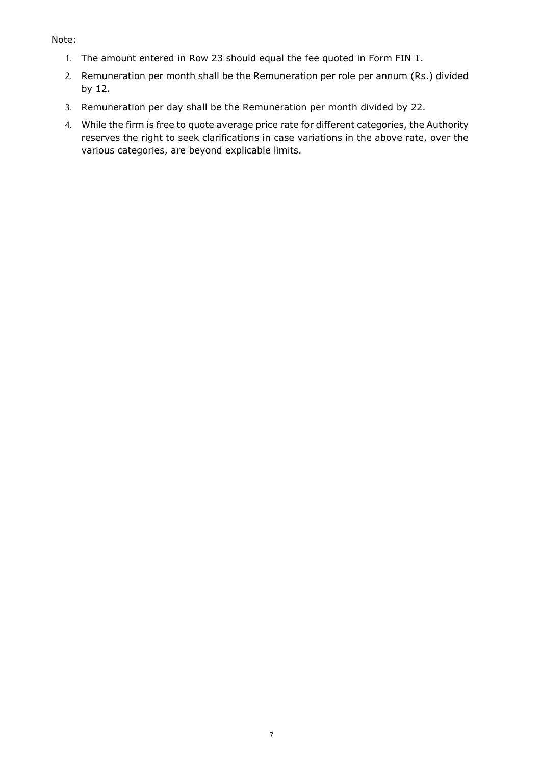Note:

1. The amount entered in Row 23 should equal the fee quoted in Form FIN 1.
2. Remuneration per month shall be the Remuneration per role per annum (Rs.) divided by 12.
3. Remuneration per day shall be the Remuneration per month divided by 22.
4. While the firm is free to quote average price rate for different categories, the Authority reserves the right to seek clarifications in case variations in the above rate, over the various categories, are beyond explicable limits.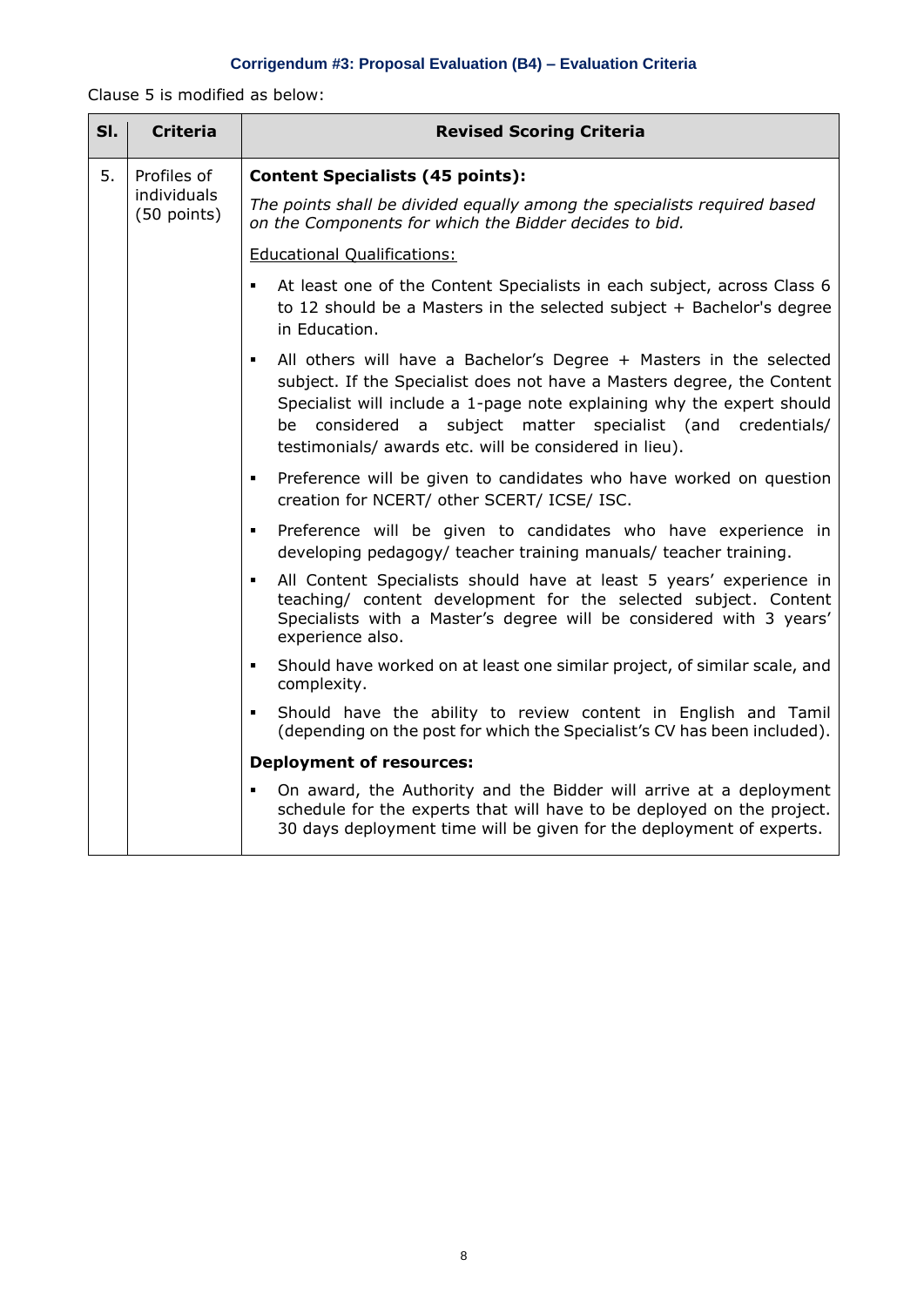### Corrigendum #3: Proposal Evaluation (B4) – Evaluation Criteria

Clause 5 is modified as below:

| Sl. | Criteria | Revised Scoring Criteria |
|---|---|---|
| 5. | Profiles of individuals (50 points) | **Content Specialists (45 points):**<br><br>*The points shall be divided equally among the specialists required based on the Components for which the Bidder decides to bid.*<br><br>Educational Qualifications:<br><br>▪ At least one of the Content Specialists in each subject, across Class 6 to 12 should be a Masters in the selected subject + Bachelor's degree in Education.<br>▪ All others will have a Bachelor's Degree + Masters in the selected subject. If the Specialist does not have a Masters degree, the Content Specialist will include a 1-page note explaining why the expert should be considered a subject matter specialist (and credentials/ testimonials/ awards etc. will be considered in lieu).<br>▪ Preference will be given to candidates who have worked on question creation for NCERT/ other SCERT/ ICSE/ ISC.<br>▪ Preference will be given to candidates who have experience in developing pedagogy/ teacher training manuals/ teacher training.<br>▪ All Content Specialists should have at least 5 years' experience in teaching/ content development for the selected subject. Content Specialists with a Master's degree will be considered with 3 years' experience also.<br>▪ Should have worked on at least one similar project, of similar scale, and complexity.<br>▪ Should have the ability to review content in English and Tamil (depending on the post for which the Specialist's CV has been included).<br><br>**Deployment of resources:**<br><br>▪ On award, the Authority and the Bidder will arrive at a deployment schedule for the experts that will have to be deployed on the project. 30 days deployment time will be given for the deployment of experts. |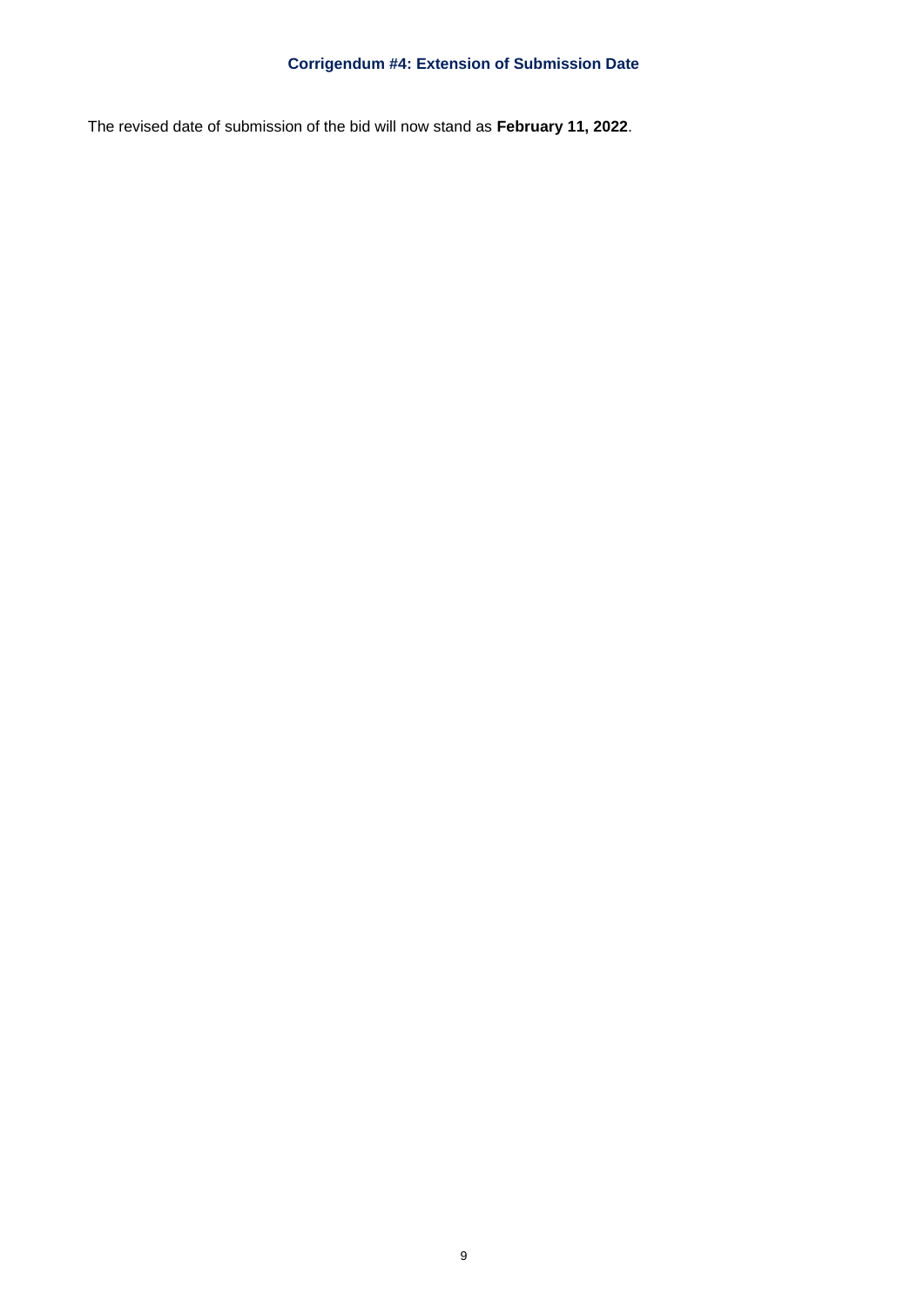## Corrigendum #4: Extension of Submission Date

The revised date of submission of the bid will now stand as **February 11, 2022**.